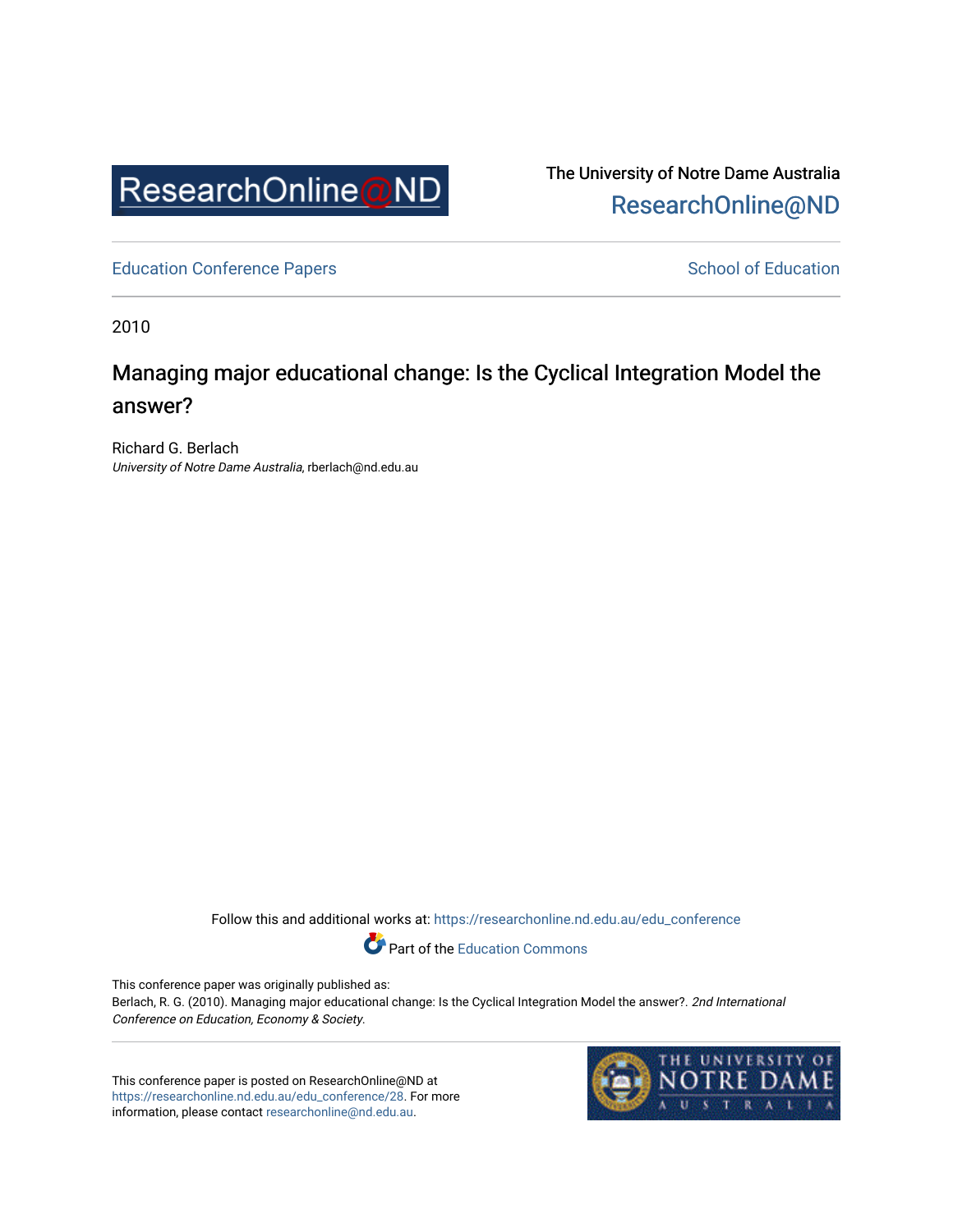The University of Notre Dame Australia
ResearchOnline@ND

Education Conference Papers

School of Education

2010

# Managing major educational change: Is the Cyclical Integration Model the answer?

Richard G. Berlach
*University of Notre Dame Australia*, rberlach@nd.edu.au

Follow this and additional works at: https://researchonline.nd.edu.au/edu_conference

Part of the Education Commons

This conference paper was originally published as:
Berlach, R. G. (2010). Managing major educational change: Is the Cyclical Integration Model the answer?. *2nd International Conference on Education, Economy & Society*.

This conference paper is posted on ResearchOnline@ND at https://researchonline.nd.edu.au/edu_conference/28. For more information, please contact researchonline@nd.edu.au.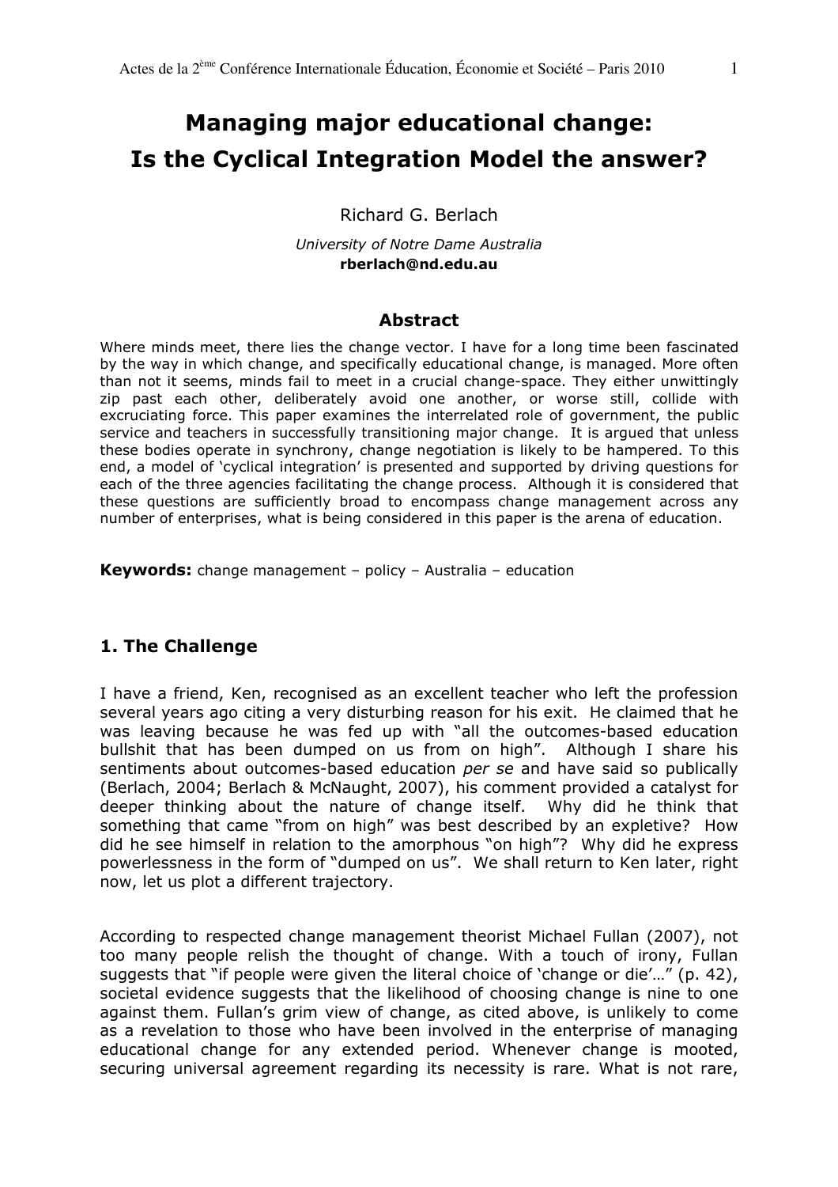# Managing major educational change: Is the Cyclical Integration Model the answer?

Richard G. Berlach

*University of Notre Dame Australia*
**rberlach@nd.edu.au**

## Abstract

Where minds meet, there lies the change vector. I have for a long time been fascinated by the way in which change, and specifically educational change, is managed. More often than not it seems, minds fail to meet in a crucial change-space. They either unwittingly zip past each other, deliberately avoid one another, or worse still, collide with excruciating force. This paper examines the interrelated role of government, the public service and teachers in successfully transitioning major change. It is argued that unless these bodies operate in synchrony, change negotiation is likely to be hampered. To this end, a model of 'cyclical integration' is presented and supported by driving questions for each of the three agencies facilitating the change process. Although it is considered that these questions are sufficiently broad to encompass change management across any number of enterprises, what is being considered in this paper is the arena of education.

**Keywords:** change management – policy – Australia – education

## 1. The Challenge

I have a friend, Ken, recognised as an excellent teacher who left the profession several years ago citing a very disturbing reason for his exit. He claimed that he was leaving because he was fed up with "all the outcomes-based education bullshit that has been dumped on us from on high". Although I share his sentiments about outcomes-based education *per se* and have said so publically (Berlach, 2004; Berlach & McNaught, 2007), his comment provided a catalyst for deeper thinking about the nature of change itself. Why did he think that something that came "from on high" was best described by an expletive? How did he see himself in relation to the amorphous "on high"? Why did he express powerlessness in the form of "dumped on us". We shall return to Ken later, right now, let us plot a different trajectory.

According to respected change management theorist Michael Fullan (2007), not too many people relish the thought of change. With a touch of irony, Fullan suggests that "if people were given the literal choice of 'change or die'…" (p. 42), societal evidence suggests that the likelihood of choosing change is nine to one against them. Fullan's grim view of change, as cited above, is unlikely to come as a revelation to those who have been involved in the enterprise of managing educational change for any extended period. Whenever change is mooted, securing universal agreement regarding its necessity is rare. What is not rare,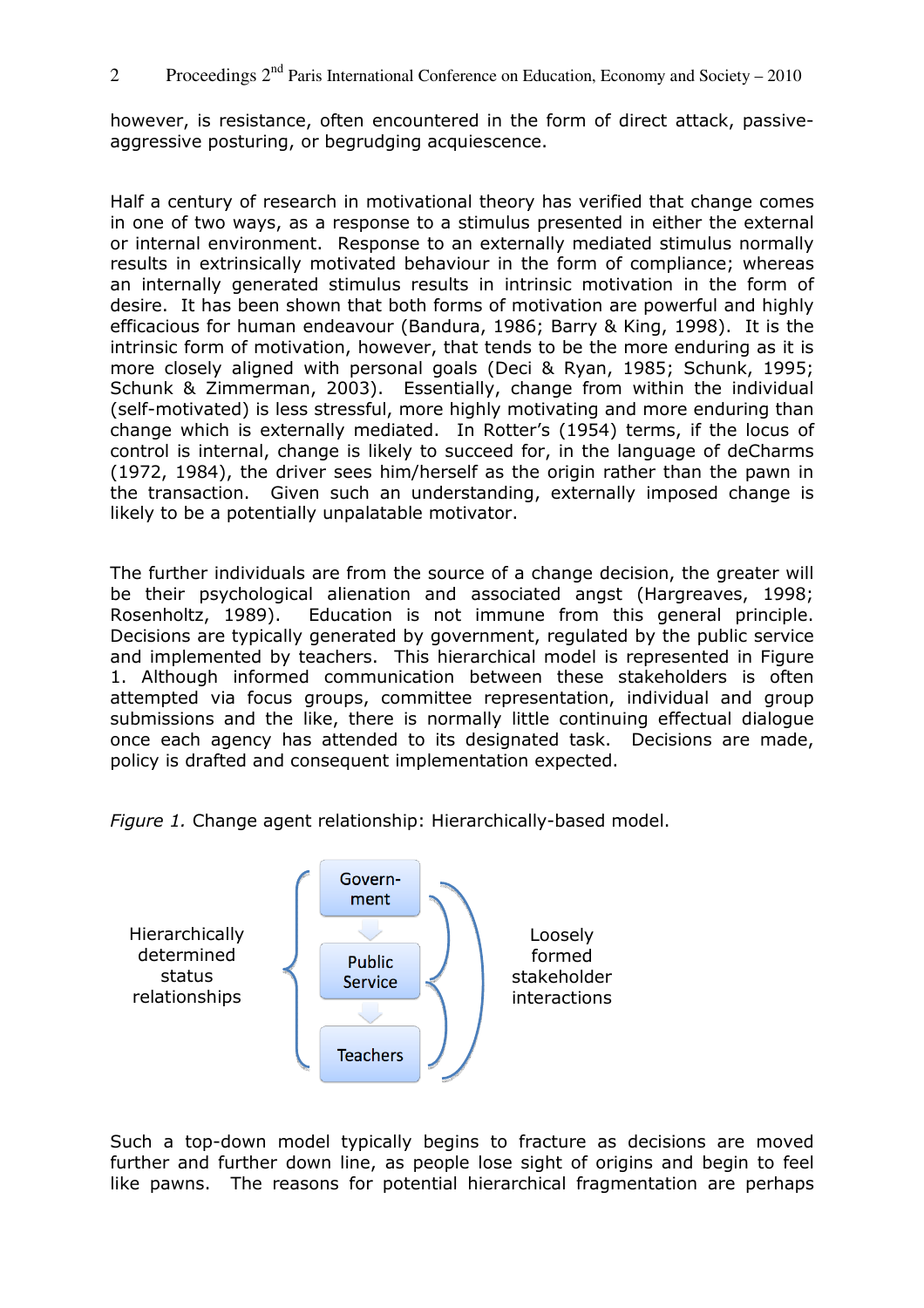however, is resistance, often encountered in the form of direct attack, passive-aggressive posturing, or begrudging acquiescence.

Half a century of research in motivational theory has verified that change comes in one of two ways, as a response to a stimulus presented in either the external or internal environment. Response to an externally mediated stimulus normally results in extrinsically motivated behaviour in the form of compliance; whereas an internally generated stimulus results in intrinsic motivation in the form of desire. It has been shown that both forms of motivation are powerful and highly efficacious for human endeavour (Bandura, 1986; Barry & King, 1998). It is the intrinsic form of motivation, however, that tends to be the more enduring as it is more closely aligned with personal goals (Deci & Ryan, 1985; Schunk, 1995; Schunk & Zimmerman, 2003). Essentially, change from within the individual (self-motivated) is less stressful, more highly motivating and more enduring than change which is externally mediated. In Rotter's (1954) terms, if the locus of control is internal, change is likely to succeed for, in the language of deCharms (1972, 1984), the driver sees him/herself as the origin rather than the pawn in the transaction. Given such an understanding, externally imposed change is likely to be a potentially unpalatable motivator.

The further individuals are from the source of a change decision, the greater will be their psychological alienation and associated angst (Hargreaves, 1998; Rosenholtz, 1989). Education is not immune from this general principle. Decisions are typically generated by government, regulated by the public service and implemented by teachers. This hierarchical model is represented in Figure 1. Although informed communication between these stakeholders is often attempted via focus groups, committee representation, individual and group submissions and the like, there is normally little continuing effectual dialogue once each agency has attended to its designated task. Decisions are made, policy is drafted and consequent implementation expected.

*Figure 1.* Change agent relationship: Hierarchically-based model.

Hierarchically determined status relationships — Government → Public Service → Teachers — Loosely formed stakeholder interactions

Such a top-down model typically begins to fracture as decisions are moved further and further down line, as people lose sight of origins and begin to feel like pawns. The reasons for potential hierarchical fragmentation are perhaps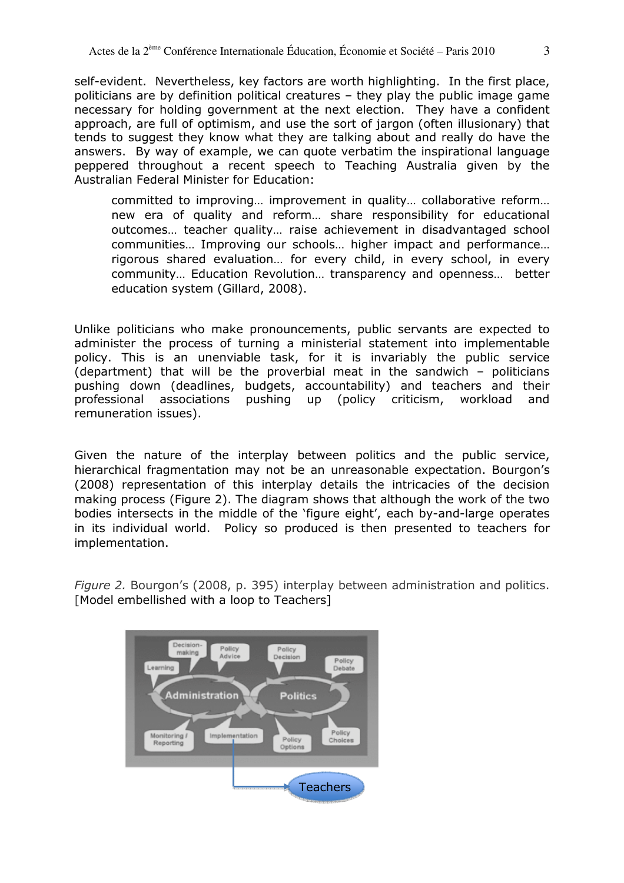self-evident. Nevertheless, key factors are worth highlighting. In the first place, politicians are by definition political creatures – they play the public image game necessary for holding government at the next election. They have a confident approach, are full of optimism, and use the sort of jargon (often illusionary) that tends to suggest they know what they are talking about and really do have the answers. By way of example, we can quote verbatim the inspirational language peppered throughout a recent speech to Teaching Australia given by the Australian Federal Minister for Education:

> committed to improving… improvement in quality… collaborative reform… new era of quality and reform… share responsibility for educational outcomes… teacher quality… raise achievement in disadvantaged school communities… Improving our schools… higher impact and performance… rigorous shared evaluation… for every child, in every school, in every community… Education Revolution… transparency and openness… better education system (Gillard, 2008).

Unlike politicians who make pronouncements, public servants are expected to administer the process of turning a ministerial statement into implementable policy. This is an unenviable task, for it is invariably the public service (department) that will be the proverbial meat in the sandwich – politicians pushing down (deadlines, budgets, accountability) and teachers and their professional associations pushing up (policy criticism, workload and remuneration issues).

Given the nature of the interplay between politics and the public service, hierarchical fragmentation may not be an unreasonable expectation. Bourgon's (2008) representation of this interplay details the intricacies of the decision making process (Figure 2). The diagram shows that although the work of the two bodies intersects in the middle of the 'figure eight', each by-and-large operates in its individual world. Policy so produced is then presented to teachers for implementation.

*Figure 2.* Bourgon's (2008, p. 395) interplay between administration and politics. [Model embellished with a loop to Teachers]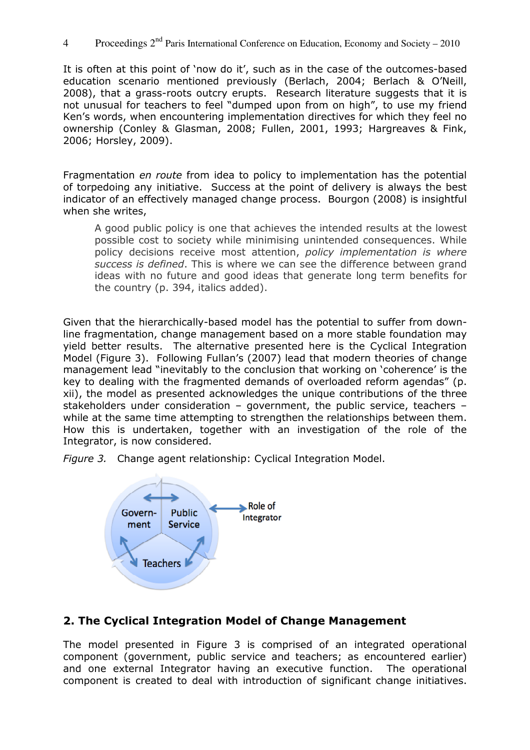It is often at this point of 'now do it', such as in the case of the outcomes-based education scenario mentioned previously (Berlach, 2004; Berlach & O'Neill, 2008), that a grass-roots outcry erupts. Research literature suggests that it is not unusual for teachers to feel "dumped upon from on high", to use my friend Ken's words, when encountering implementation directives for which they feel no ownership (Conley & Glasman, 2008; Fullen, 2001, 1993; Hargreaves & Fink, 2006; Horsley, 2009).

Fragmentation *en route* from idea to policy to implementation has the potential of torpedoing any initiative. Success at the point of delivery is always the best indicator of an effectively managed change process. Bourgon (2008) is insightful when she writes,

> A good public policy is one that achieves the intended results at the lowest possible cost to society while minimising unintended consequences. While policy decisions receive most attention, *policy implementation is where success is defined*. This is where we can see the difference between grand ideas with no future and good ideas that generate long term benefits for the country (p. 394, italics added).

Given that the hierarchically-based model has the potential to suffer from down-line fragmentation, change management based on a more stable foundation may yield better results. The alternative presented here is the Cyclical Integration Model (Figure 3). Following Fullan's (2007) lead that modern theories of change management lead "inevitably to the conclusion that working on 'coherence' is the key to dealing with the fragmented demands of overloaded reform agendas" (p. xii), the model as presented acknowledges the unique contributions of the three stakeholders under consideration – government, the public service, teachers – while at the same time attempting to strengthen the relationships between them. How this is undertaken, together with an investigation of the role of the Integrator, is now considered.

*Figure 3.* Change agent relationship: Cyclical Integration Model.

Govern-ment | Public Service | Teachers | Role of Integrator

## 2. The Cyclical Integration Model of Change Management

The model presented in Figure 3 is comprised of an integrated operational component (government, public service and teachers; as encountered earlier) and one external Integrator having an executive function. The operational component is created to deal with introduction of significant change initiatives.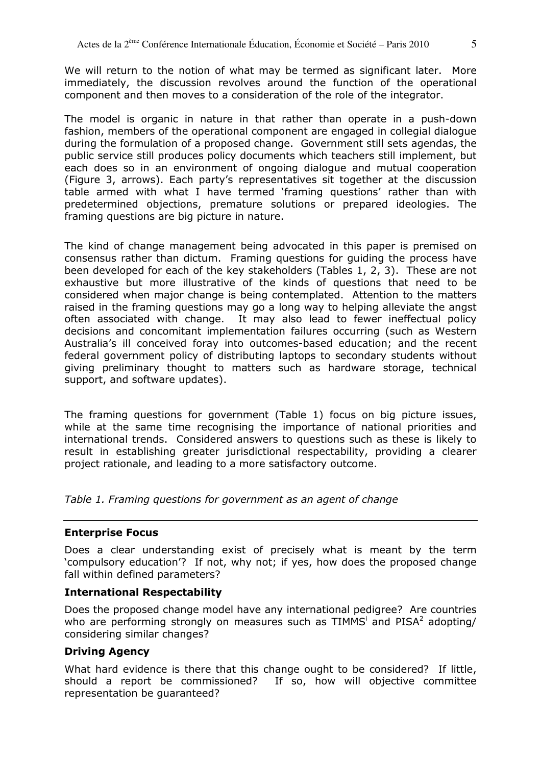We will return to the notion of what may be termed as significant later. More immediately, the discussion revolves around the function of the operational component and then moves to a consideration of the role of the integrator.

The model is organic in nature in that rather than operate in a push-down fashion, members of the operational component are engaged in collegial dialogue during the formulation of a proposed change. Government still sets agendas, the public service still produces policy documents which teachers still implement, but each does so in an environment of ongoing dialogue and mutual cooperation (Figure 3, arrows). Each party's representatives sit together at the discussion table armed with what I have termed 'framing questions' rather than with predetermined objections, premature solutions or prepared ideologies. The framing questions are big picture in nature.

The kind of change management being advocated in this paper is premised on consensus rather than dictum. Framing questions for guiding the process have been developed for each of the key stakeholders (Tables 1, 2, 3). These are not exhaustive but more illustrative of the kinds of questions that need to be considered when major change is being contemplated. Attention to the matters raised in the framing questions may go a long way to helping alleviate the angst often associated with change. It may also lead to fewer ineffectual policy decisions and concomitant implementation failures occurring (such as Western Australia's ill conceived foray into outcomes-based education; and the recent federal government policy of distributing laptops to secondary students without giving preliminary thought to matters such as hardware storage, technical support, and software updates).

The framing questions for government (Table 1) focus on big picture issues, while at the same time recognising the importance of national priorities and international trends. Considered answers to questions such as these is likely to result in establishing greater jurisdictional respectability, providing a clearer project rationale, and leading to a more satisfactory outcome.

*Table 1. Framing questions for government as an agent of change*

**Enterprise Focus**

Does a clear understanding exist of precisely what is meant by the term 'compulsory education'? If not, why not; if yes, how does the proposed change fall within defined parameters?

**International Respectability**

Does the proposed change model have any international pedigree? Are countries who are performing strongly on measures such as TIMMS[i] and PISA[2] adopting/considering similar changes?

**Driving Agency**

What hard evidence is there that this change ought to be considered? If little, should a report be commissioned? If so, how will objective committee representation be guaranteed?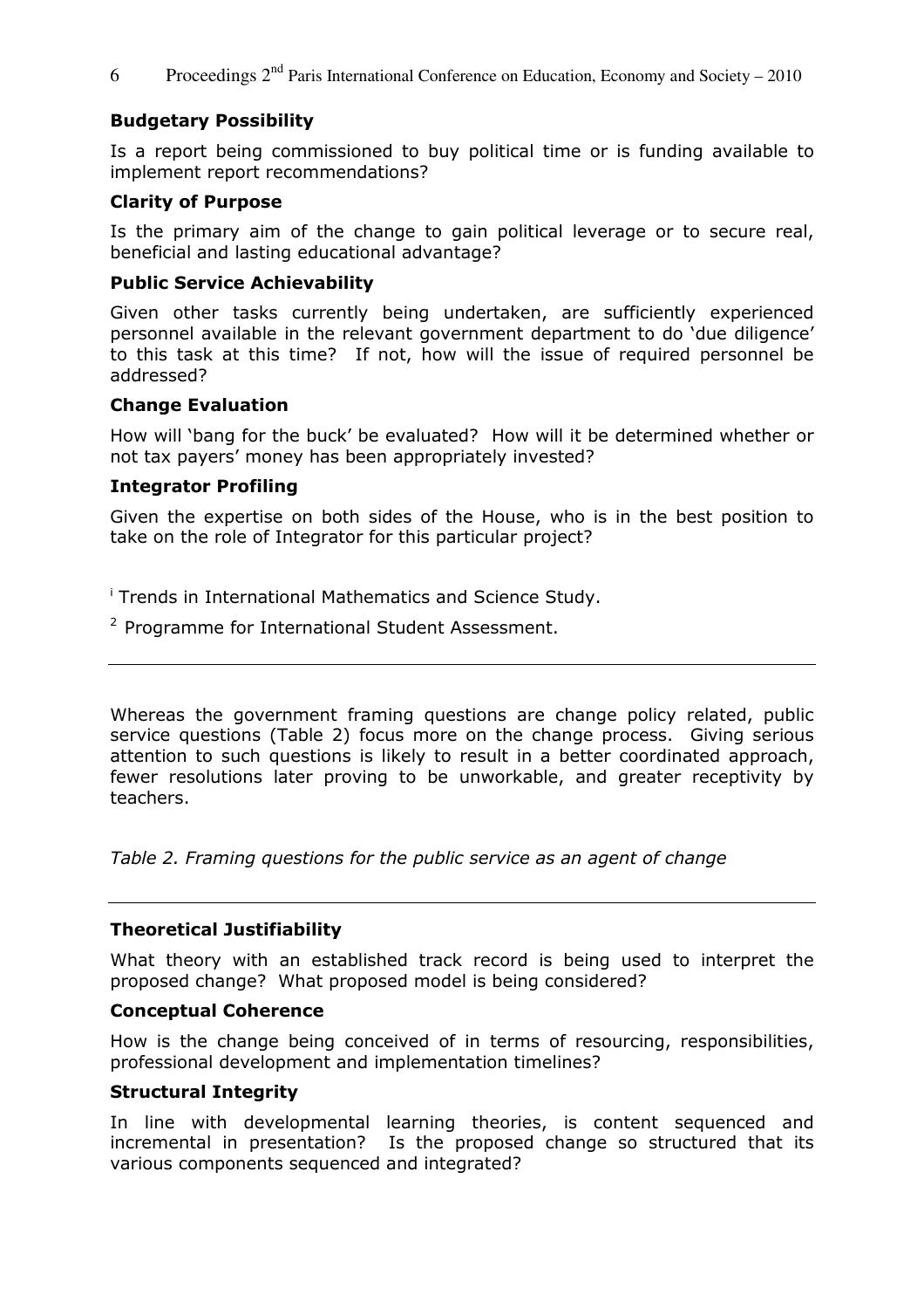**Budgetary Possibility**

Is a report being commissioned to buy political time or is funding available to implement report recommendations?

**Clarity of Purpose**

Is the primary aim of the change to gain political leverage or to secure real, beneficial and lasting educational advantage?

**Public Service Achievability**

Given other tasks currently being undertaken, are sufficiently experienced personnel available in the relevant government department to do 'due diligence' to this task at this time? If not, how will the issue of required personnel be addressed?

**Change Evaluation**

How will 'bang for the buck' be evaluated? How will it be determined whether or not tax payers' money has been appropriately invested?

**Integrator Profiling**

Given the expertise on both sides of the House, who is in the best position to take on the role of Integrator for this particular project?

[i] Trends in International Mathematics and Science Study.

[2] Programme for International Student Assessment.

---

Whereas the government framing questions are change policy related, public service questions (Table 2) focus more on the change process. Giving serious attention to such questions is likely to result in a better coordinated approach, fewer resolutions later proving to be unworkable, and greater receptivity by teachers.

*Table 2. Framing questions for the public service as an agent of change*

---

**Theoretical Justifiability**

What theory with an established track record is being used to interpret the proposed change? What proposed model is being considered?

**Conceptual Coherence**

How is the change being conceived of in terms of resourcing, responsibilities, professional development and implementation timelines?

**Structural Integrity**

In line with developmental learning theories, is content sequenced and incremental in presentation? Is the proposed change so structured that its various components sequenced and integrated?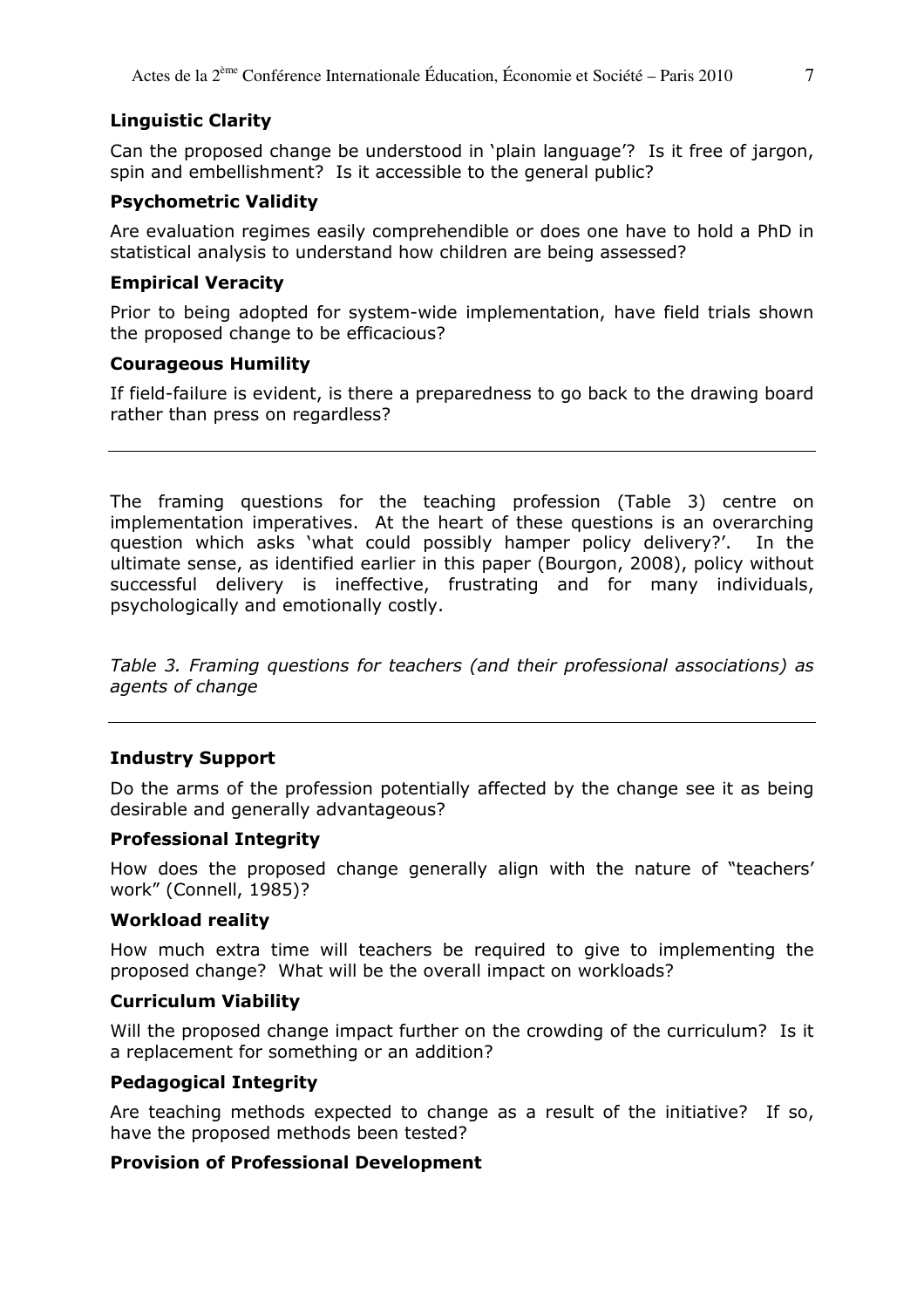**Linguistic Clarity**

Can the proposed change be understood in 'plain language'? Is it free of jargon, spin and embellishment? Is it accessible to the general public?

**Psychometric Validity**

Are evaluation regimes easily comprehendible or does one have to hold a PhD in statistical analysis to understand how children are being assessed?

**Empirical Veracity**

Prior to being adopted for system-wide implementation, have field trials shown the proposed change to be efficacious?

**Courageous Humility**

If field-failure is evident, is there a preparedness to go back to the drawing board rather than press on regardless?

---

The framing questions for the teaching profession (Table 3) centre on implementation imperatives. At the heart of these questions is an overarching question which asks 'what could possibly hamper policy delivery?'. In the ultimate sense, as identified earlier in this paper (Bourgon, 2008), policy without successful delivery is ineffective, frustrating and for many individuals, psychologically and emotionally costly.

*Table 3. Framing questions for teachers (and their professional associations) as agents of change*

---

**Industry Support**

Do the arms of the profession potentially affected by the change see it as being desirable and generally advantageous?

**Professional Integrity**

How does the proposed change generally align with the nature of "teachers' work" (Connell, 1985)?

**Workload reality**

How much extra time will teachers be required to give to implementing the proposed change? What will be the overall impact on workloads?

**Curriculum Viability**

Will the proposed change impact further on the crowding of the curriculum? Is it a replacement for something or an addition?

**Pedagogical Integrity**

Are teaching methods expected to change as a result of the initiative? If so, have the proposed methods been tested?

**Provision of Professional Development**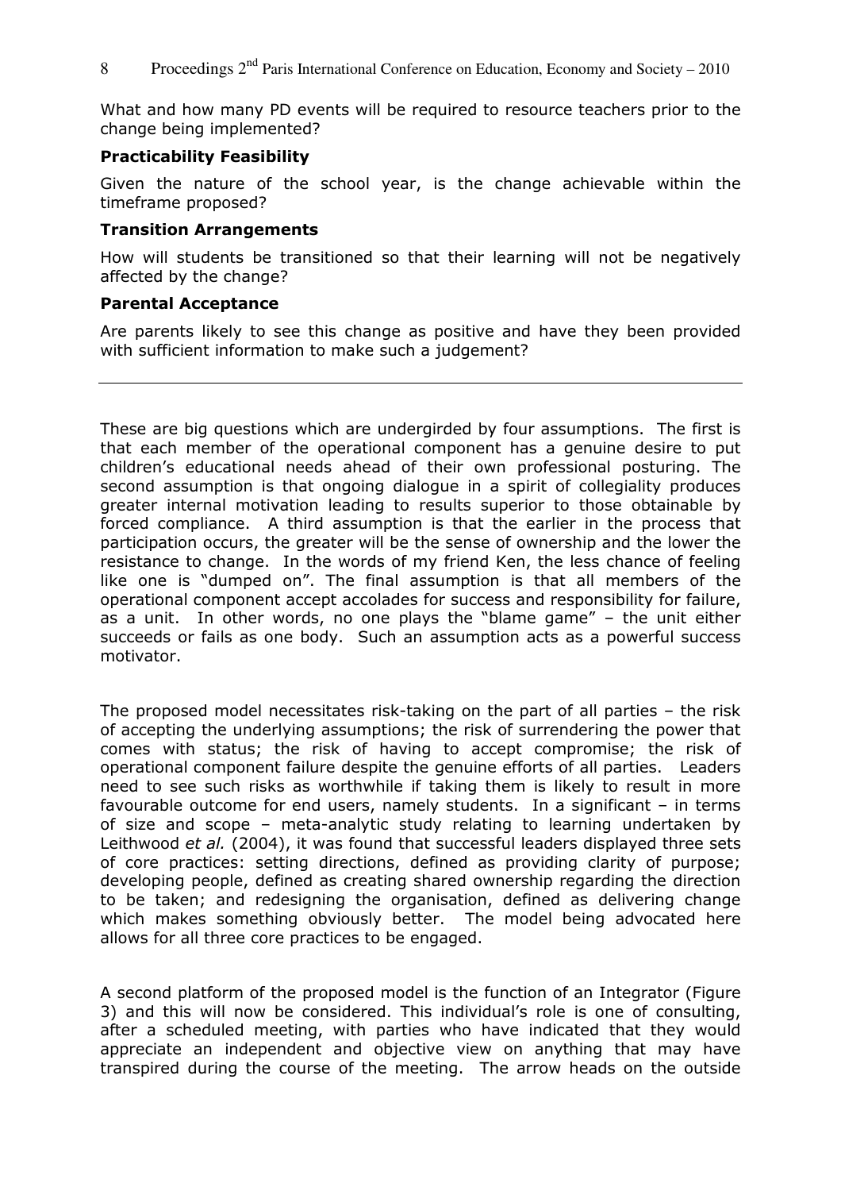What and how many PD events will be required to resource teachers prior to the change being implemented?

**Practicability Feasibility**

Given the nature of the school year, is the change achievable within the timeframe proposed?

**Transition Arrangements**

How will students be transitioned so that their learning will not be negatively affected by the change?

**Parental Acceptance**

Are parents likely to see this change as positive and have they been provided with sufficient information to make such a judgement?

---

These are big questions which are undergirded by four assumptions. The first is that each member of the operational component has a genuine desire to put children's educational needs ahead of their own professional posturing. The second assumption is that ongoing dialogue in a spirit of collegiality produces greater internal motivation leading to results superior to those obtainable by forced compliance. A third assumption is that the earlier in the process that participation occurs, the greater will be the sense of ownership and the lower the resistance to change. In the words of my friend Ken, the less chance of feeling like one is "dumped on". The final assumption is that all members of the operational component accept accolades for success and responsibility for failure, as a unit. In other words, no one plays the "blame game" – the unit either succeeds or fails as one body. Such an assumption acts as a powerful success motivator.

The proposed model necessitates risk-taking on the part of all parties – the risk of accepting the underlying assumptions; the risk of surrendering the power that comes with status; the risk of having to accept compromise; the risk of operational component failure despite the genuine efforts of all parties. Leaders need to see such risks as worthwhile if taking them is likely to result in more favourable outcome for end users, namely students. In a significant – in terms of size and scope – meta-analytic study relating to learning undertaken by Leithwood *et al.* (2004), it was found that successful leaders displayed three sets of core practices: setting directions, defined as providing clarity of purpose; developing people, defined as creating shared ownership regarding the direction to be taken; and redesigning the organisation, defined as delivering change which makes something obviously better. The model being advocated here allows for all three core practices to be engaged.

A second platform of the proposed model is the function of an Integrator (Figure 3) and this will now be considered. This individual's role is one of consulting, after a scheduled meeting, with parties who have indicated that they would appreciate an independent and objective view on anything that may have transpired during the course of the meeting. The arrow heads on the outside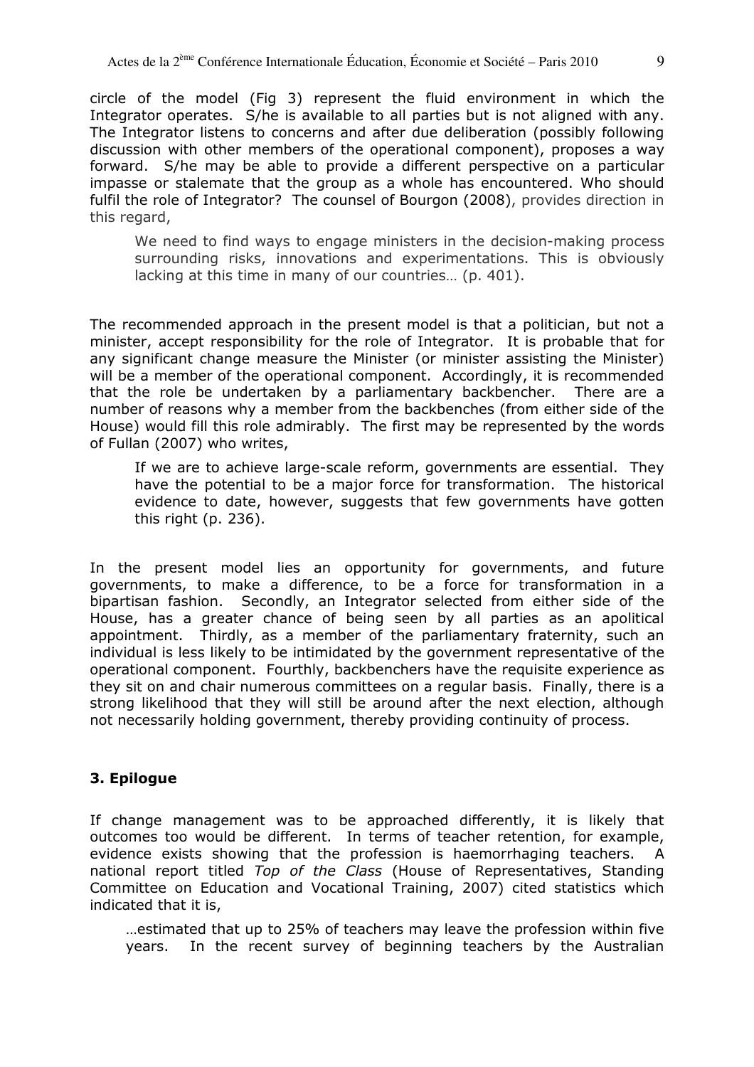circle of the model (Fig 3) represent the fluid environment in which the Integrator operates. S/he is available to all parties but is not aligned with any. The Integrator listens to concerns and after due deliberation (possibly following discussion with other members of the operational component), proposes a way forward. S/he may be able to provide a different perspective on a particular impasse or stalemate that the group as a whole has encountered. Who should fulfil the role of Integrator? The counsel of Bourgon (2008), provides direction in this regard,

> We need to find ways to engage ministers in the decision-making process surrounding risks, innovations and experimentations. This is obviously lacking at this time in many of our countries… (p. 401).

The recommended approach in the present model is that a politician, but not a minister, accept responsibility for the role of Integrator. It is probable that for any significant change measure the Minister (or minister assisting the Minister) will be a member of the operational component. Accordingly, it is recommended that the role be undertaken by a parliamentary backbencher. There are a number of reasons why a member from the backbenches (from either side of the House) would fill this role admirably. The first may be represented by the words of Fullan (2007) who writes,

> If we are to achieve large-scale reform, governments are essential. They have the potential to be a major force for transformation. The historical evidence to date, however, suggests that few governments have gotten this right (p. 236).

In the present model lies an opportunity for governments, and future governments, to make a difference, to be a force for transformation in a bipartisan fashion. Secondly, an Integrator selected from either side of the House, has a greater chance of being seen by all parties as an apolitical appointment. Thirdly, as a member of the parliamentary fraternity, such an individual is less likely to be intimidated by the government representative of the operational component. Fourthly, backbenchers have the requisite experience as they sit on and chair numerous committees on a regular basis. Finally, there is a strong likelihood that they will still be around after the next election, although not necessarily holding government, thereby providing continuity of process.

## 3. Epilogue

If change management was to be approached differently, it is likely that outcomes too would be different. In terms of teacher retention, for example, evidence exists showing that the profession is haemorrhaging teachers. A national report titled *Top of the Class* (House of Representatives, Standing Committee on Education and Vocational Training, 2007) cited statistics which indicated that it is,

> …estimated that up to 25% of teachers may leave the profession within five years. In the recent survey of beginning teachers by the Australian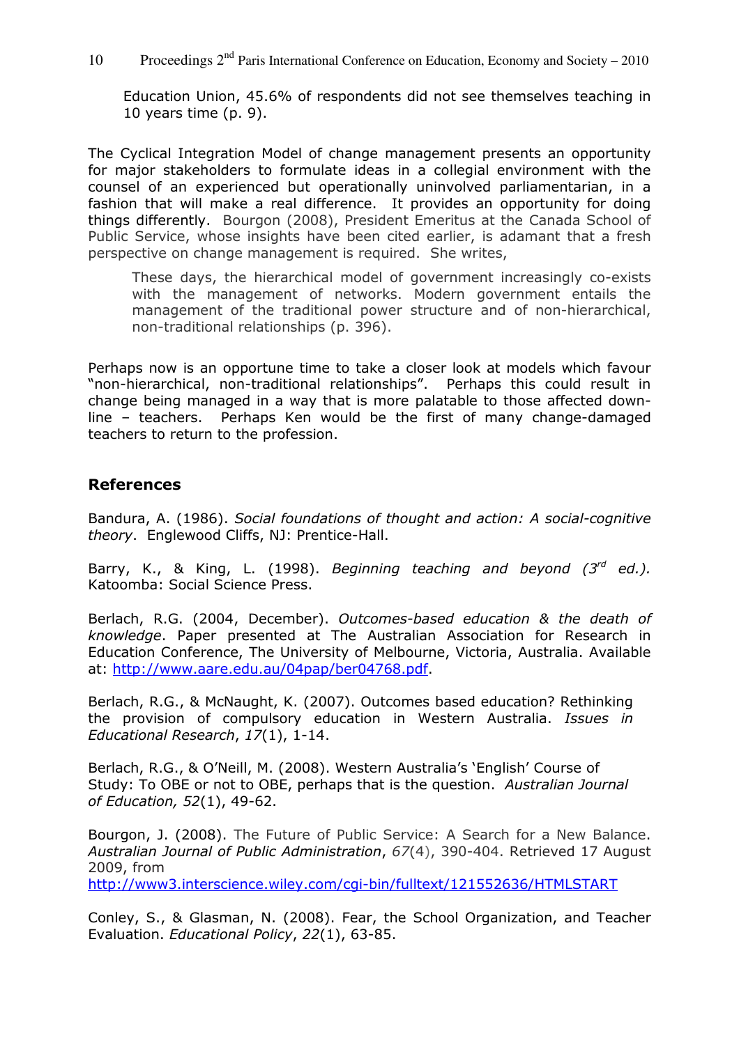Education Union, 45.6% of respondents did not see themselves teaching in 10 years time (p. 9).

The Cyclical Integration Model of change management presents an opportunity for major stakeholders to formulate ideas in a collegial environment with the counsel of an experienced but operationally uninvolved parliamentarian, in a fashion that will make a real difference. It provides an opportunity for doing things differently. Bourgon (2008), President Emeritus at the Canada School of Public Service, whose insights have been cited earlier, is adamant that a fresh perspective on change management is required. She writes,

> These days, the hierarchical model of government increasingly co-exists with the management of networks. Modern government entails the management of the traditional power structure and of non-hierarchical, non-traditional relationships (p. 396).

Perhaps now is an opportune time to take a closer look at models which favour "non-hierarchical, non-traditional relationships". Perhaps this could result in change being managed in a way that is more palatable to those affected down-line – teachers. Perhaps Ken would be the first of many change-damaged teachers to return to the profession.

## References

Bandura, A. (1986). *Social foundations of thought and action: A social-cognitive theory*. Englewood Cliffs, NJ: Prentice-Hall.

Barry, K., & King, L. (1998). *Beginning teaching and beyond (3rd ed.).* Katoomba: Social Science Press.

Berlach, R.G. (2004, December). *Outcomes-based education & the death of knowledge*. Paper presented at The Australian Association for Research in Education Conference, The University of Melbourne, Victoria, Australia. Available at: http://www.aare.edu.au/04pap/ber04768.pdf.

Berlach, R.G., & McNaught, K. (2007). Outcomes based education? Rethinking the provision of compulsory education in Western Australia. *Issues in Educational Research*, *17*(1), 1-14.

Berlach, R.G., & O'Neill, M. (2008). Western Australia's 'English' Course of Study: To OBE or not to OBE, perhaps that is the question. *Australian Journal of Education, 52*(1), 49-62.

Bourgon, J. (2008). The Future of Public Service: A Search for a New Balance. *Australian Journal of Public Administration*, *67*(4), 390-404. Retrieved 17 August 2009, from http://www3.interscience.wiley.com/cgi-bin/fulltext/121552636/HTMLSTART

Conley, S., & Glasman, N. (2008). Fear, the School Organization, and Teacher Evaluation. *Educational Policy*, *22*(1), 63-85.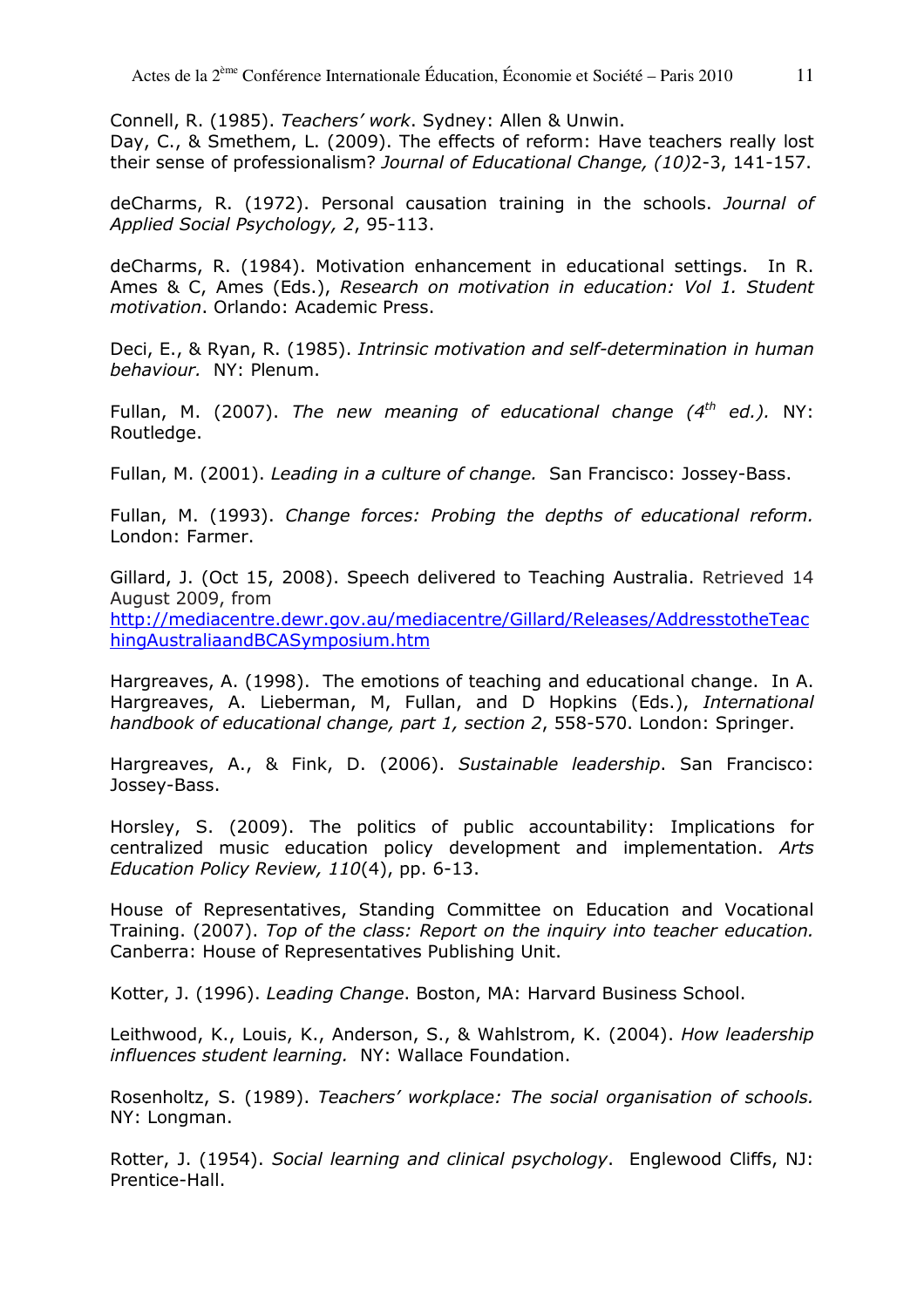Connell, R. (1985). *Teachers' work*. Sydney: Allen & Unwin.
Day, C., & Smethem, L. (2009). The effects of reform: Have teachers really lost their sense of professionalism? *Journal of Educational Change, (10)*2-3, 141-157.

deCharms, R. (1972). Personal causation training in the schools. *Journal of Applied Social Psychology, 2*, 95-113.

deCharms, R. (1984). Motivation enhancement in educational settings. In R. Ames & C, Ames (Eds.), *Research on motivation in education: Vol 1. Student motivation*. Orlando: Academic Press.

Deci, E., & Ryan, R. (1985). *Intrinsic motivation and self-determination in human behaviour.* NY: Plenum.

Fullan, M. (2007). *The new meaning of educational change (4th ed.).* NY: Routledge.

Fullan, M. (2001). *Leading in a culture of change.* San Francisco: Jossey-Bass.

Fullan, M. (1993). *Change forces: Probing the depths of educational reform.* London: Farmer.

Gillard, J. (Oct 15, 2008). Speech delivered to Teaching Australia. Retrieved 14 August 2009, from http://mediacentre.dewr.gov.au/mediacentre/Gillard/Releases/AddresstotheTeachingAustraliaandBCASymposium.htm

Hargreaves, A. (1998). The emotions of teaching and educational change. In A. Hargreaves, A. Lieberman, M, Fullan, and D Hopkins (Eds.), *International handbook of educational change, part 1, section 2*, 558-570. London: Springer.

Hargreaves, A., & Fink, D. (2006). *Sustainable leadership*. San Francisco: Jossey-Bass.

Horsley, S. (2009). The politics of public accountability: Implications for centralized music education policy development and implementation. *Arts Education Policy Review, 110*(4), pp. 6-13.

House of Representatives, Standing Committee on Education and Vocational Training. (2007). *Top of the class: Report on the inquiry into teacher education.* Canberra: House of Representatives Publishing Unit.

Kotter, J. (1996). *Leading Change*. Boston, MA: Harvard Business School.

Leithwood, K., Louis, K., Anderson, S., & Wahlstrom, K. (2004). *How leadership influences student learning.* NY: Wallace Foundation.

Rosenholtz, S. (1989). *Teachers' workplace: The social organisation of schools.* NY: Longman.

Rotter, J. (1954). *Social learning and clinical psychology*. Englewood Cliffs, NJ: Prentice-Hall.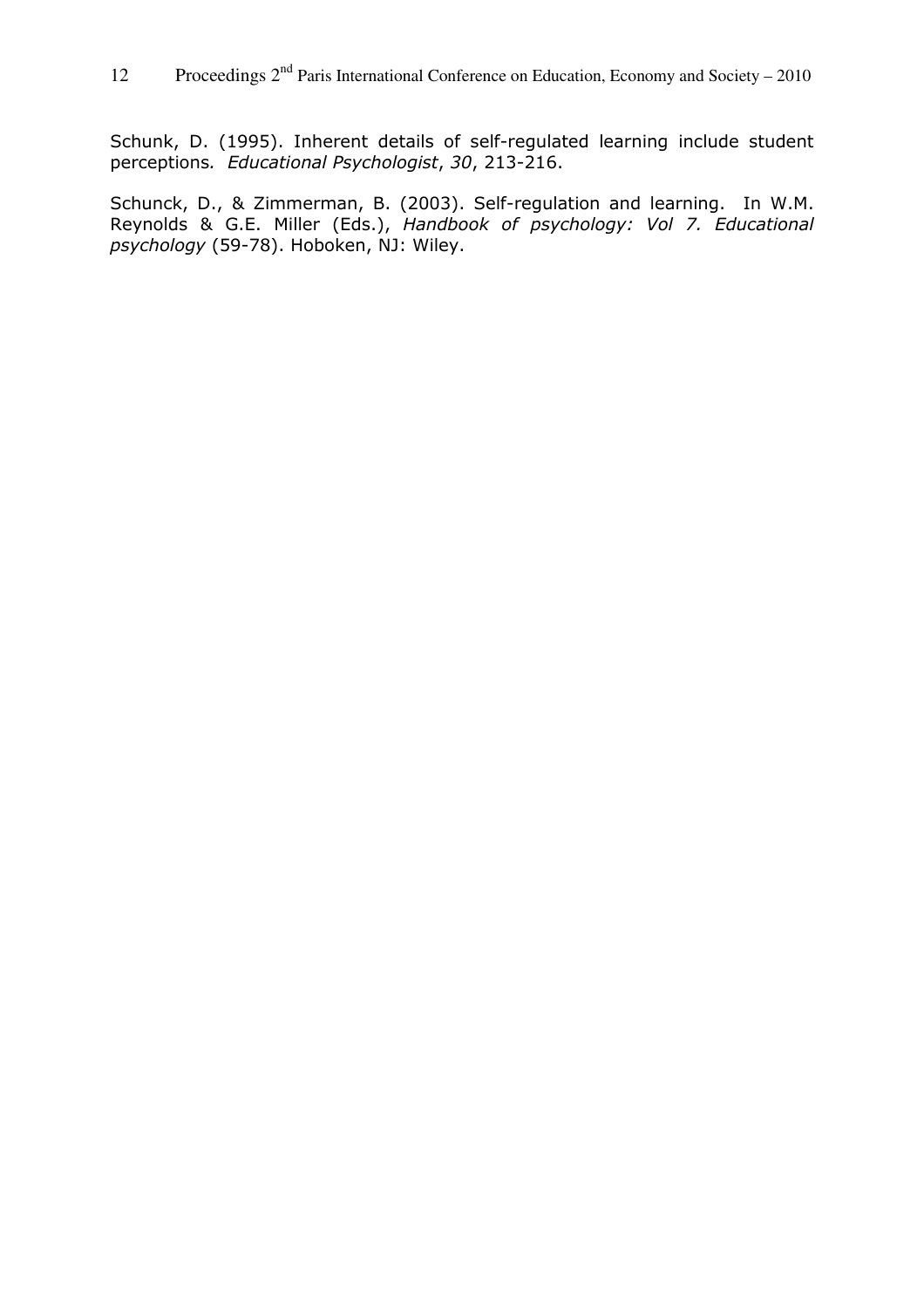Schunk, D. (1995). Inherent details of self-regulated learning include student perceptions. *Educational Psychologist*, *30*, 213-216.

Schunck, D., & Zimmerman, B. (2003). Self-regulation and learning. In W.M. Reynolds & G.E. Miller (Eds.), *Handbook of psychology: Vol 7. Educational psychology* (59-78). Hoboken, NJ: Wiley.